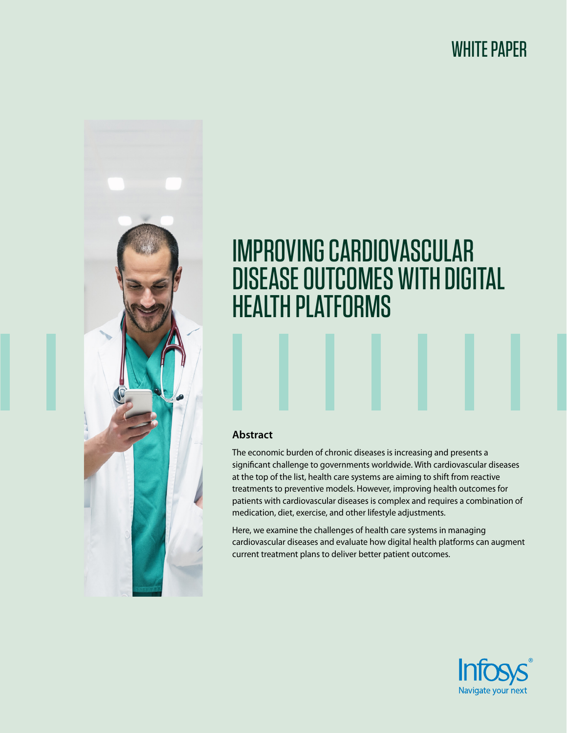WHITE PAPER

# IMPROVING CARDIOVASCULAR DISEASE OUTCOMES WITH DIGITAL HEALTH PLATFORMS

## Abstract

The economic burden of chronic diseases is increasing and presents a significant challenge to governments worldwide. With cardiovascular diseases at the top of the list, health care systems are aiming to shift from reactive treatments to preventive models. However, improving health outcomes for patients with cardiovascular diseases is complex and requires a combination of medication, diet, exercise, and other lifestyle adjustments.

Here, we examine the challenges of health care systems in managing cardiovascular diseases and evaluate how digital health platforms can augment current treatment plans to deliver better patient outcomes.

Infosys®
Navigate your next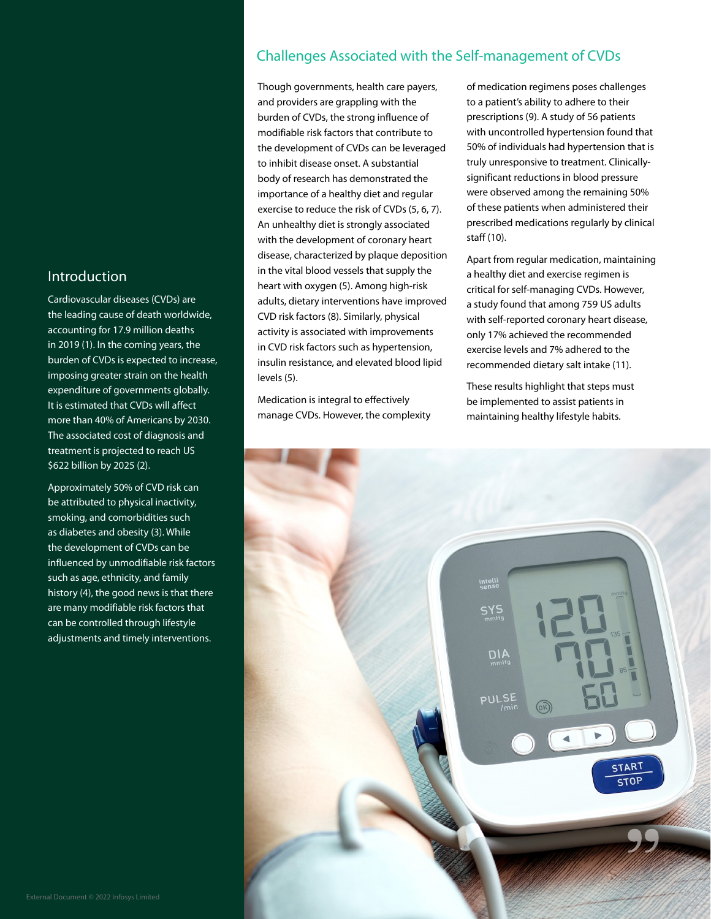## Introduction

Cardiovascular diseases (CVDs) are the leading cause of death worldwide, accounting for 17.9 million deaths in 2019 (1). In the coming years, the burden of CVDs is expected to increase, imposing greater strain on the health expenditure of governments globally. It is estimated that CVDs will affect more than 40% of Americans by 2030. The associated cost of diagnosis and treatment is projected to reach US $622 billion by 2025 (2).

Approximately 50% of CVD risk can be attributed to physical inactivity, smoking, and comorbidities such as diabetes and obesity (3). While the development of CVDs can be influenced by unmodifiable risk factors such as age, ethnicity, and family history (4), the good news is that there are many modifiable risk factors that can be controlled through lifestyle adjustments and timely interventions.

## Challenges Associated with the Self-management of CVDs

Though governments, health care payers, and providers are grappling with the burden of CVDs, the strong influence of modifiable risk factors that contribute to the development of CVDs can be leveraged to inhibit disease onset. A substantial body of research has demonstrated the importance of a healthy diet and regular exercise to reduce the risk of CVDs (5, 6, 7). An unhealthy diet is strongly associated with the development of coronary heart disease, characterized by plaque deposition in the vital blood vessels that supply the heart with oxygen (5). Among high-risk adults, dietary interventions have improved CVD risk factors (8). Similarly, physical activity is associated with improvements in CVD risk factors such as hypertension, insulin resistance, and elevated blood lipid levels (5).

Medication is integral to effectively manage CVDs. However, the complexity of medication regimens poses challenges to a patient's ability to adhere to their prescriptions (9). A study of 56 patients with uncontrolled hypertension found that 50% of individuals had hypertension that is truly unresponsive to treatment. Clinically-significant reductions in blood pressure were observed among the remaining 50% of these patients when administered their prescribed medications regularly by clinical staff (10).

Apart from regular medication, maintaining a healthy diet and exercise regimen is critical for self-managing CVDs. However, a study found that among 759 US adults with self-reported coronary heart disease, only 17% achieved the recommended exercise levels and 7% adhered to the recommended dietary salt intake (11).

These results highlight that steps must be implemented to assist patients in maintaining healthy lifestyle habits.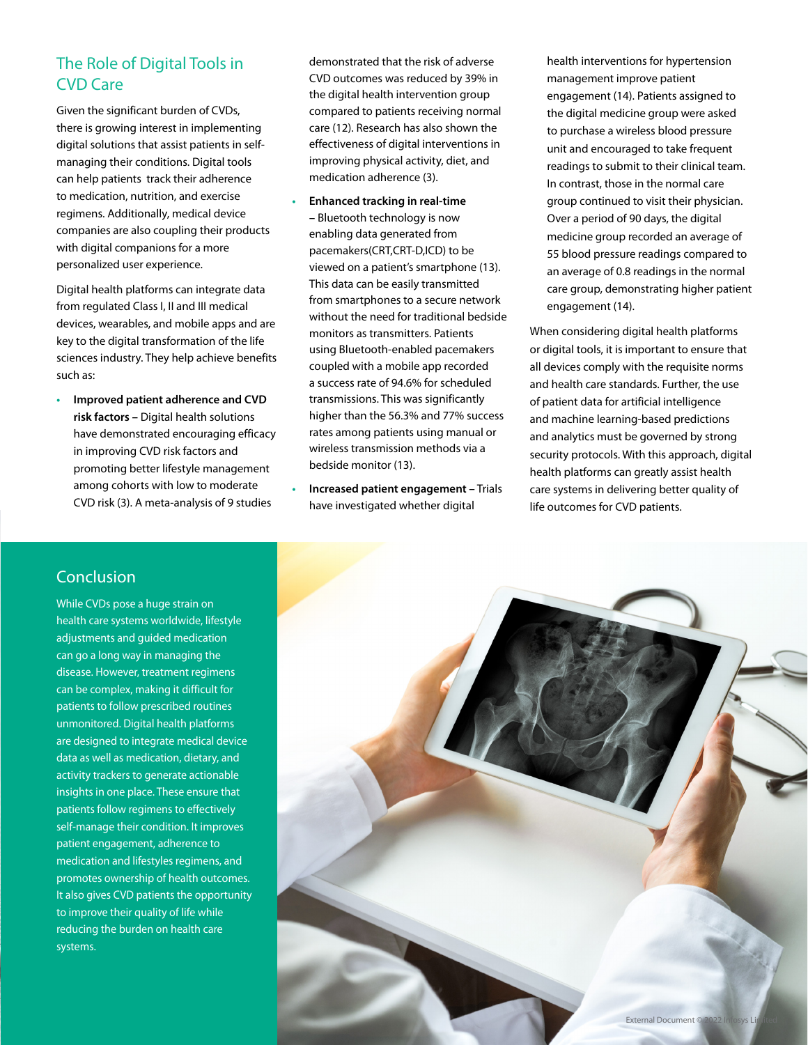## The Role of Digital Tools in CVD Care

Given the significant burden of CVDs, there is growing interest in implementing digital solutions that assist patients in self-managing their conditions. Digital tools can help patients track their adherence to medication, nutrition, and exercise regimens. Additionally, medical device companies are also coupling their products with digital companions for a more personalized user experience.

Digital health platforms can integrate data from regulated Class I, II and III medical devices, wearables, and mobile apps and are key to the digital transformation of the life sciences industry. They help achieve benefits such as:

- **Improved patient adherence and CVD risk factors** – Digital health solutions have demonstrated encouraging efficacy in improving CVD risk factors and promoting better lifestyle management among cohorts with low to moderate CVD risk (3). A meta-analysis of 9 studies demonstrated that the risk of adverse CVD outcomes was reduced by 39% in the digital health intervention group compared to patients receiving normal care (12). Research has also shown the effectiveness of digital interventions in improving physical activity, diet, and medication adherence (3).
- **Enhanced tracking in real-time** – Bluetooth technology is now enabling data generated from pacemakers(CRT,CRT-D,ICD) to be viewed on a patient's smartphone (13). This data can be easily transmitted from smartphones to a secure network without the need for traditional bedside monitors as transmitters. Patients using Bluetooth-enabled pacemakers coupled with a mobile app recorded a success rate of 94.6% for scheduled transmissions. This was significantly higher than the 56.3% and 77% success rates among patients using manual or wireless transmission methods via a bedside monitor (13).
- **Increased patient engagement** – Trials have investigated whether digital health interventions for hypertension management improve patient engagement (14). Patients assigned to the digital medicine group were asked to purchase a wireless blood pressure unit and encouraged to take frequent readings to submit to their clinical team. In contrast, those in the normal care group continued to visit their physician. Over a period of 90 days, the digital medicine group recorded an average of 55 blood pressure readings compared to an average of 0.8 readings in the normal care group, demonstrating higher patient engagement (14).

When considering digital health platforms or digital tools, it is important to ensure that all devices comply with the requisite norms and health care standards. Further, the use of patient data for artificial intelligence and machine learning-based predictions and analytics must be governed by strong security protocols. With this approach, digital health platforms can greatly assist health care systems in delivering better quality of life outcomes for CVD patients.

## Conclusion

While CVDs pose a huge strain on health care systems worldwide, lifestyle adjustments and guided medication can go a long way in managing the disease. However, treatment regimens can be complex, making it difficult for patients to follow prescribed routines unmonitored. Digital health platforms are designed to integrate medical device data as well as medication, dietary, and activity trackers to generate actionable insights in one place. These ensure that patients follow regimens to effectively self-manage their condition. It improves patient engagement, adherence to medication and lifestyles regimens, and promotes ownership of health outcomes. It also gives CVD patients the opportunity to improve their quality of life while reducing the burden on health care systems.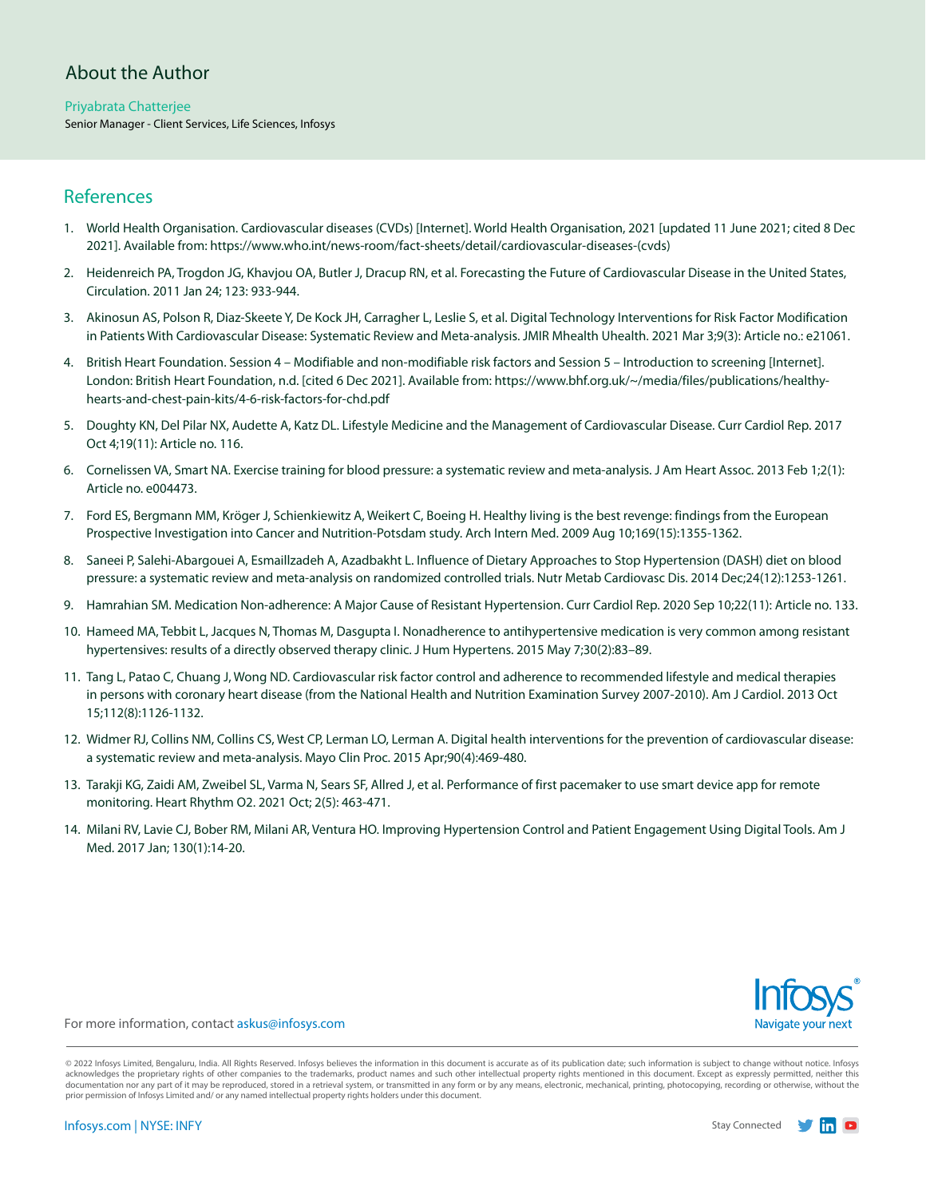## About the Author

Priyabrata Chatterjee

Senior Manager - Client Services, Life Sciences, Infosys

## References

1. World Health Organisation. Cardiovascular diseases (CVDs) [Internet]. World Health Organisation, 2021 [updated 11 June 2021; cited 8 Dec 2021]. Available from: https://www.who.int/news-room/fact-sheets/detail/cardiovascular-diseases-(cvds)
2. Heidenreich PA, Trogdon JG, Khavjou OA, Butler J, Dracup RN, et al. Forecasting the Future of Cardiovascular Disease in the United States, Circulation. 2011 Jan 24; 123: 933-944.
3. Akinosun AS, Polson R, Diaz-Skeete Y, De Kock JH, Carragher L, Leslie S, et al. Digital Technology Interventions for Risk Factor Modification in Patients With Cardiovascular Disease: Systematic Review and Meta-analysis. JMIR Mhealth Uhealth. 2021 Mar 3;9(3): Article no.: e21061.
4. British Heart Foundation. Session 4 – Modifiable and non-modifiable risk factors and Session 5 – Introduction to screening [Internet]. London: British Heart Foundation, n.d. [cited 6 Dec 2021]. Available from: https://www.bhf.org.uk/~/media/files/publications/healthy-hearts-and-chest-pain-kits/4-6-risk-factors-for-chd.pdf
5. Doughty KN, Del Pilar NX, Audette A, Katz DL. Lifestyle Medicine and the Management of Cardiovascular Disease. Curr Cardiol Rep. 2017 Oct 4;19(11): Article no. 116.
6. Cornelissen VA, Smart NA. Exercise training for blood pressure: a systematic review and meta-analysis. J Am Heart Assoc. 2013 Feb 1;2(1): Article no. e004473.
7. Ford ES, Bergmann MM, Kröger J, Schienkiewitz A, Weikert C, Boeing H. Healthy living is the best revenge: findings from the European Prospective Investigation into Cancer and Nutrition-Potsdam study. Arch Intern Med. 2009 Aug 10;169(15):1355-1362.
8. Saneei P, Salehi-Abargouei A, Esmaillzadeh A, Azadbakht L. Influence of Dietary Approaches to Stop Hypertension (DASH) diet on blood pressure: a systematic review and meta-analysis on randomized controlled trials. Nutr Metab Cardiovasc Dis. 2014 Dec;24(12):1253-1261.
9. Hamrahian SM. Medication Non-adherence: A Major Cause of Resistant Hypertension. Curr Cardiol Rep. 2020 Sep 10;22(11): Article no. 133.
10. Hameed MA, Tebbit L, Jacques N, Thomas M, Dasgupta I. Nonadherence to antihypertensive medication is very common among resistant hypertensives: results of a directly observed therapy clinic. J Hum Hypertens. 2015 May 7;30(2):83–89.
11. Tang L, Patao C, Chuang J, Wong ND. Cardiovascular risk factor control and adherence to recommended lifestyle and medical therapies in persons with coronary heart disease (from the National Health and Nutrition Examination Survey 2007-2010). Am J Cardiol. 2013 Oct 15;112(8):1126-1132.
12. Widmer RJ, Collins NM, Collins CS, West CP, Lerman LO, Lerman A. Digital health interventions for the prevention of cardiovascular disease: a systematic review and meta-analysis. Mayo Clin Proc. 2015 Apr;90(4):469-480.
13. Tarakji KG, Zaidi AM, Zweibel SL, Varma N, Sears SF, Allred J, et al. Performance of first pacemaker to use smart device app for remote monitoring. Heart Rhythm O2. 2021 Oct; 2(5): 463-471.
14. Milani RV, Lavie CJ, Bober RM, Milani AR, Ventura HO. Improving Hypertension Control and Patient Engagement Using Digital Tools. Am J Med. 2017 Jan; 130(1):14-20.

For more information, contact askus@infosys.com

Infosys® Navigate your next

© 2022 Infosys Limited, Bengaluru, India. All Rights Reserved. Infosys believes the information in this document is accurate as of its publication date; such information is subject to change without notice. Infosys acknowledges the proprietary rights of other companies to the trademarks, product names and such other intellectual property rights mentioned in this document. Except as expressly permitted, neither this documentation nor any part of it may be reproduced, stored in a retrieval system, or transmitted in any form or by any means, electronic, mechanical, printing, photocopying, recording or otherwise, without the prior permission of Infosys Limited and/ or any named intellectual property rights holders under this document.

Infosys.com | NYSE: INFY

Stay Connected